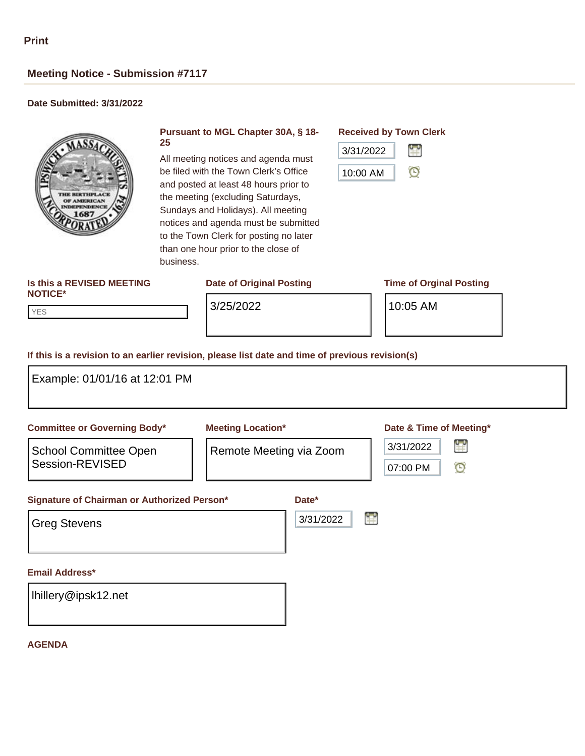Print

## Meeting Notice - Submission #7117

**Date Submitted: 3/31/2022**

**Pursuant to MGL Chapter 30A, § 18-25**

All meeting notices and agenda must be filed with the Town Clerk's Office and posted at least 48 hours prior to the meeting (excluding Saturdays, Sundays and Holidays). All meeting notices and agenda must be submitted to the Town Clerk for posting no later than one hour prior to the close of business.

**Received by Town Clerk**

3/31/2022

10:00 AM

**Is this a REVISED MEETING NOTICE\***

YES

**Date of Original Posting**

3/25/2022

**Time of Orginal Posting**

10:05 AM

**If this is a revision to an earlier revision, please list date and time of previous revision(s)**

Example: 01/01/16 at 12:01 PM

**Committee or Governing Body\***

School Committee Open Session-REVISED

**Meeting Location\***

Remote Meeting via Zoom

**Date & Time of Meeting\***

3/31/2022

07:00 PM

**Signature of Chairman or Authorized Person\***

Greg Stevens

**Date\***

3/31/2022

**Email Address\***

lhillery@ipsk12.net

**AGENDA**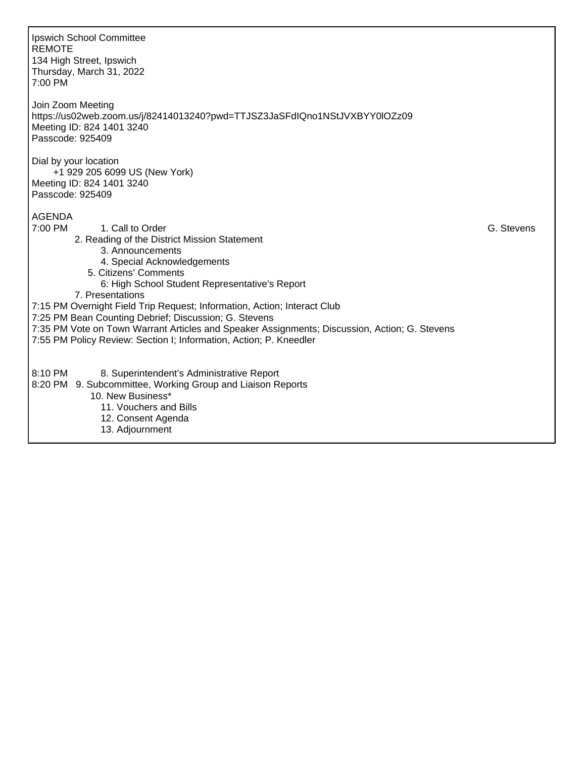Ipswich School Committee
REMOTE
134 High Street, Ipswich
Thursday, March 31, 2022
7:00 PM

Join Zoom Meeting
https://us02web.zoom.us/j/82414013240?pwd=TTJSZ3JaSFdIQno1NStJVXBYY0lOZz09
Meeting ID: 824 1401 3240
Passcode: 925409

Dial by your location
+1 929 205 6099 US (New York)
Meeting ID: 824 1401 3240
Passcode: 925409

AGENDA

7:00 PM 1. Call to Order G. Stevens

2. Reading of the District Mission Statement

3. Announcements

4. Special Acknowledgements

5. Citizens' Comments

6: High School Student Representative's Report

7. Presentations

7:15 PM Overnight Field Trip Request; Information, Action; Interact Club

7:25 PM Bean Counting Debrief; Discussion; G. Stevens

7:35 PM Vote on Town Warrant Articles and Speaker Assignments; Discussion, Action; G. Stevens

7:55 PM Policy Review: Section I; Information, Action; P. Kneedler

8:10 PM 8. Superintendent's Administrative Report

8:20 PM 9. Subcommittee, Working Group and Liaison Reports

10. New Business*

11. Vouchers and Bills

12. Consent Agenda

13. Adjournment